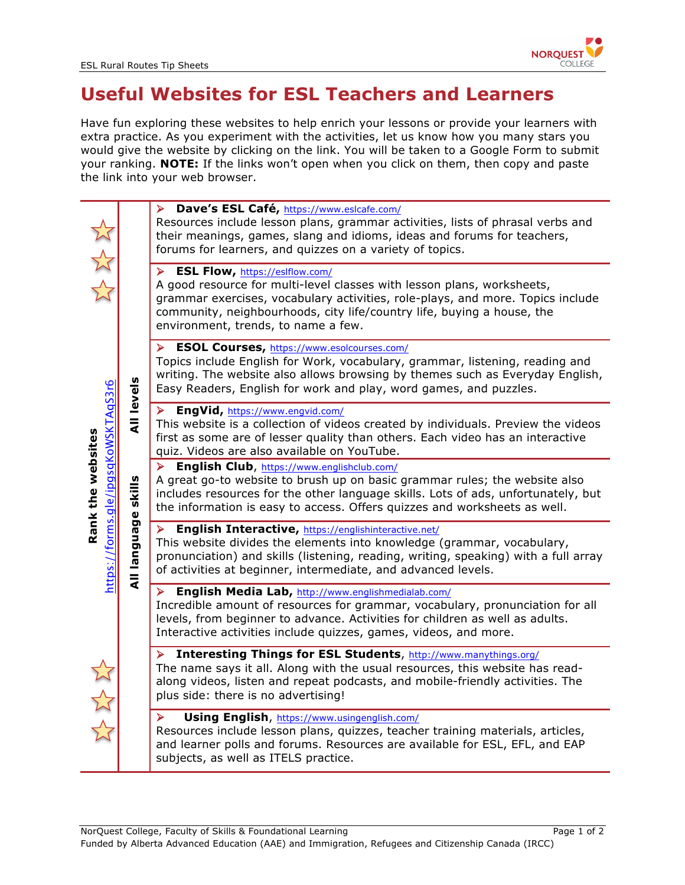# Useful Websites for ESL Teachers and Learners

Have fun exploring these websites to help enrich your lessons or provide your learners with extra practice. As you experiment with the activities, let us know how you many stars you would give the website by clicking on the link. You will be taken to a Google Form to submit your ranking. **NOTE:** If the links won't open when you click on them, then copy and paste the link into your web browser.

**Rank the websites** https://forms.gle/ipgsqKoWSKTAqS3r6

**All language skills — All levels**

- **Dave's ESL Café,** https://www.eslcafe.com/
  Resources include lesson plans, grammar activities, lists of phrasal verbs and their meanings, games, slang and idioms, ideas and forums for teachers, forums for learners, and quizzes on a variety of topics.

- **ESL Flow,** https://eslflow.com/
  A good resource for multi-level classes with lesson plans, worksheets, grammar exercises, vocabulary activities, role-plays, and more. Topics include community, neighbourhoods, city life/country life, buying a house, the environment, trends, to name a few.

- **ESOL Courses,** https://www.esolcourses.com/
  Topics include English for Work, vocabulary, grammar, listening, reading and writing. The website also allows browsing by themes such as Everyday English, Easy Readers, English for work and play, word games, and puzzles.

- **EngVid,** https://www.engvid.com/
  This website is a collection of videos created by individuals. Preview the videos first as some are of lesser quality than others. Each video has an interactive quiz. Videos are also available on YouTube.

- **English Club**, https://www.englishclub.com/
  A great go-to website to brush up on basic grammar rules; the website also includes resources for the other language skills. Lots of ads, unfortunately, but the information is easy to access. Offers quizzes and worksheets as well.

- **English Interactive,** https://englishinteractive.net/
  This website divides the elements into knowledge (grammar, vocabulary, pronunciation) and skills (listening, reading, writing, speaking) with a full array of activities at beginner, intermediate, and advanced levels.

- **English Media Lab,** http://www.englishmedialab.com/
  Incredible amount of resources for grammar, vocabulary, pronunciation for all levels, from beginner to advance. Activities for children as well as adults. Interactive activities include quizzes, games, videos, and more.

- **Interesting Things for ESL Students**, http://www.manythings.org/
  The name says it all. Along with the usual resources, this website has read-along videos, listen and repeat podcasts, and mobile-friendly activities. The plus side: there is no advertising!

- **Using English**, https://www.usingenglish.com/
  Resources include lesson plans, quizzes, teacher training materials, articles, and learner polls and forums. Resources are available for ESL, EFL, and EAP subjects, as well as ITELS practice.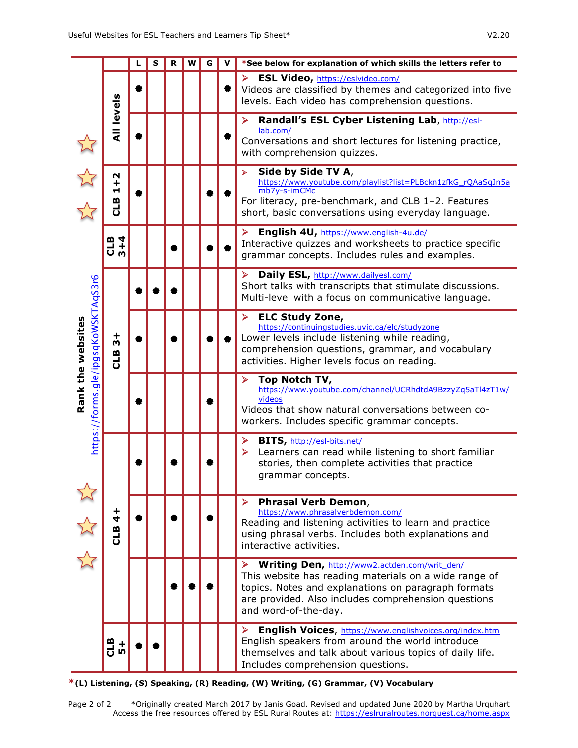| Level | L | S | R | W | G | V | *See below for explanation of which skills the letters refer to |
|---|---|---|---|---|---|---|---|
| All levels | ● | | | | | ● | **ESL Video,** https://eslvideo.com/ Videos are classified by themes and categorized into five levels. Each video has comprehension questions. |
| All levels | ● | | | | | ● | **Randall's ESL Cyber Listening Lab**, http://esl-lab.com/ Conversations and short lectures for listening practice, with comprehension quizzes. |
| CLB 1+2 | ● | | | | ● | ● | **Side by Side TV A**, https://www.youtube.com/playlist?list=PLBckn1zfkG_rQAaSqJn5amb7y-s-imCMc For literacy, pre-benchmark, and CLB 1–2. Features short, basic conversations using everyday language. |
| CLB 3+4 | | | ● | | ● | ● | **English 4U,** https://www.english-4u.de/ Interactive quizzes and worksheets to practice specific grammar concepts. Includes rules and examples. |
| CLB 3+ | ● | ● | ● | | | | **Daily ESL,** http://www.dailyesl.com/ Short talks with transcripts that stimulate discussions. Multi-level with a focus on communicative language. |
| CLB 3+ | ● | | ● | | ● | ● | **ELC Study Zone,** https://continuingstudies.uvic.ca/elc/studyzone Lower levels include listening while reading, comprehension questions, grammar, and vocabulary activities. Higher levels focus on reading. |
| CLB 3+ | ● | | | | ● | | **Top Notch TV,** https://www.youtube.com/channel/UCRhdtdA9BzzyZq5aTl4zT1w/videos Videos that show natural conversations between co-workers. Includes specific grammar concepts. |
| CLB 4+ | ● | | ● | | ● | | **BITS,** http://esl-bits.net/ Learners can read while listening to short familiar stories, then complete activities that practice grammar concepts. |
| CLB 4+ | ● | | ● | | ● | | **Phrasal Verb Demon**, https://www.phrasalverbdemon.com/ Reading and listening activities to learn and practice using phrasal verbs. Includes both explanations and interactive activities. |
| CLB 4+ | | | ● | ● | ● | | **Writing Den,** http://www2.actden.com/writ_den/ This website has reading materials on a wide range of topics. Notes and explanations on paragraph formats are provided. Also includes comprehension questions and word-of-the-day. |
| CLB 5+ | ● | ● | | | | | **English Voices,** https://www.englishvoices.org/index.htm English speakers from around the world introduce themselves and talk about various topics of daily life. Includes comprehension questions. |

**Rank the websites** https://forms.gle/ipgsqKoWSKTAqS3r6

***(L) Listening, (S) Speaking, (R) Reading, (W) Writing, (G) Grammar, (V) Vocabulary**

*Originally created March 2017 by Janis Goad. Revised and updated June 2020 by Martha Urquhart
Access the free resources offered by ESL Rural Routes at: https://eslruralroutes.norquest.ca/home.aspx